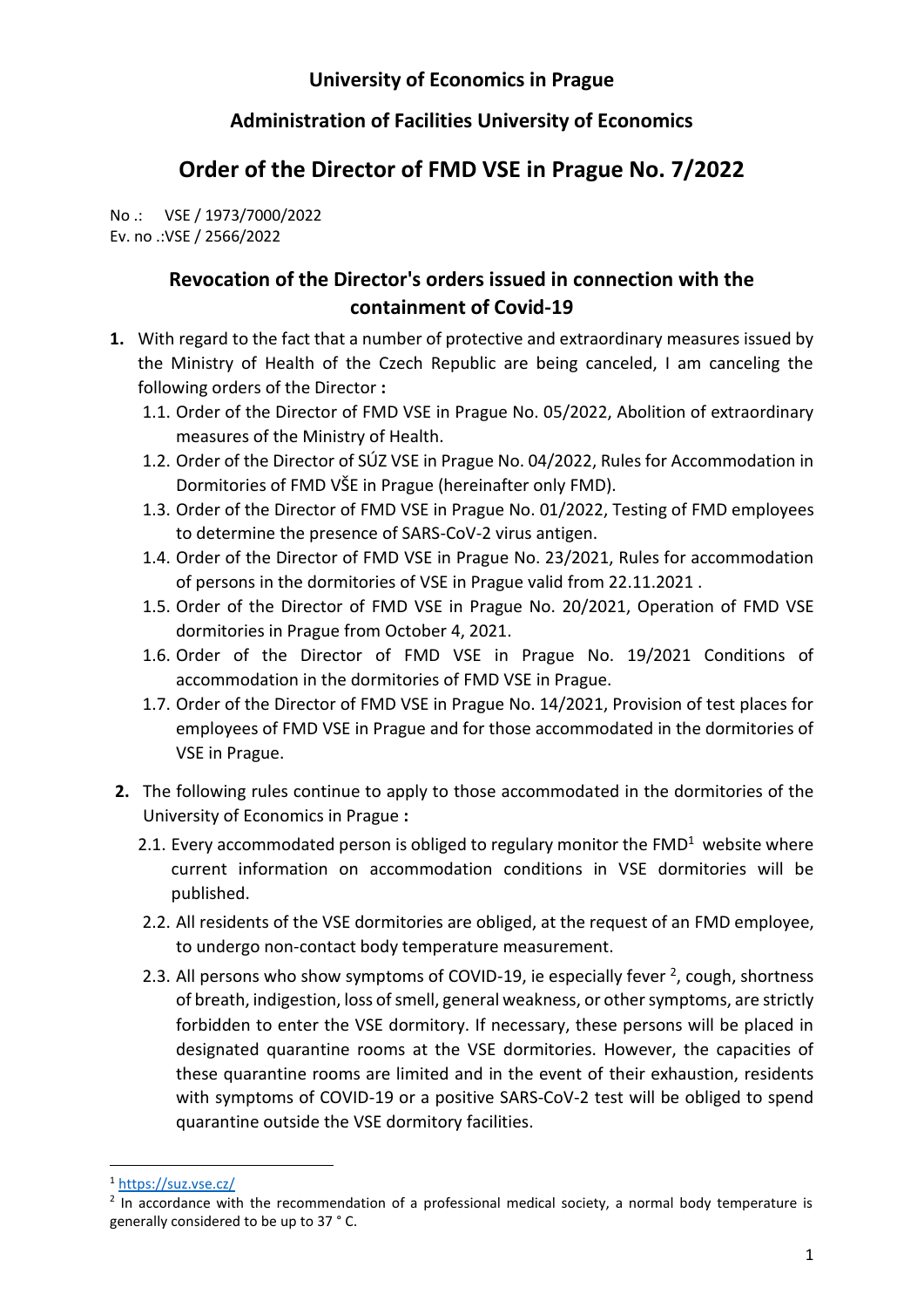## University of Economics in Prague

## Administration of Facilities University of Economics

# Order of the Director of FMD VSE in Prague No. 7/2022

No .: VSE / 1973/7000/2022
Ev. no .:VSE / 2566/2022

## Revocation of the Director's orders issued in connection with the containment of Covid-19

1. With regard to the fact that a number of protective and extraordinary measures issued by the Ministry of Health of the Czech Republic are being canceled, I am canceling the following orders of the Director **:**
   1.1. Order of the Director of FMD VSE in Prague No. 05/2022, Abolition of extraordinary measures of the Ministry of Health.
   1.2. Order of the Director of SÚZ VSE in Prague No. 04/2022, Rules for Accommodation in Dormitories of FMD VŠE in Prague (hereinafter only FMD).
   1.3. Order of the Director of FMD VSE in Prague No. 01/2022, Testing of FMD employees to determine the presence of SARS-CoV-2 virus antigen.
   1.4. Order of the Director of FMD VSE in Prague No. 23/2021, Rules for accommodation of persons in the dormitories of VSE in Prague valid from 22.11.2021 .
   1.5. Order of the Director of FMD VSE in Prague No. 20/2021, Operation of FMD VSE dormitories in Prague from October 4, 2021.
   1.6. Order of the Director of FMD VSE in Prague No. 19/2021 Conditions of accommodation in the dormitories of FMD VSE in Prague.
   1.7. Order of the Director of FMD VSE in Prague No. 14/2021, Provision of test places for employees of FMD VSE in Prague and for those accommodated in the dormitories of VSE in Prague.

2. The following rules continue to apply to those accommodated in the dormitories of the University of Economics in Prague **:**
   2.1. Every accommodated person is obliged to regulary monitor the FMD[1] website where current information on accommodation conditions in VSE dormitories will be published.
   2.2. All residents of the VSE dormitories are obliged, at the request of an FMD employee, to undergo non-contact body temperature measurement.
   2.3. All persons who show symptoms of COVID-19, ie especially fever [2], cough, shortness of breath, indigestion, loss of smell, general weakness, or other symptoms, are strictly forbidden to enter the VSE dormitory. If necessary, these persons will be placed in designated quarantine rooms at the VSE dormitories. However, the capacities of these quarantine rooms are limited and in the event of their exhaustion, residents with symptoms of COVID-19 or a positive SARS-CoV-2 test will be obliged to spend quarantine outside the VSE dormitory facilities.

---

[1] https://suz.vse.cz/

[2] In accordance with the recommendation of a professional medical society, a normal body temperature is generally considered to be up to 37 ° C.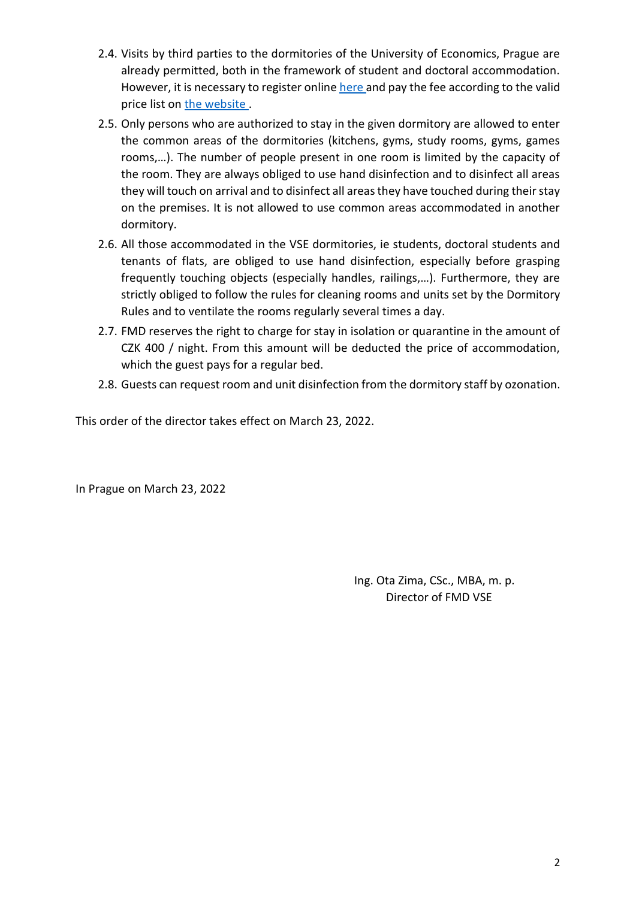2.4. Visits by third parties to the dormitories of the University of Economics, Prague are already permitted, both in the framework of student and doctoral accommodation. However, it is necessary to register online [here](#) and pay the fee according to the valid price list on [the website](#) .

2.5. Only persons who are authorized to stay in the given dormitory are allowed to enter the common areas of the dormitories (kitchens, gyms, study rooms, gyms, games rooms,…). The number of people present in one room is limited by the capacity of the room. They are always obliged to use hand disinfection and to disinfect all areas they will touch on arrival and to disinfect all areas they have touched during their stay on the premises. It is not allowed to use common areas accommodated in another dormitory.

2.6. All those accommodated in the VSE dormitories, ie students, doctoral students and tenants of flats, are obliged to use hand disinfection, especially before grasping frequently touching objects (especially handles, railings,…). Furthermore, they are strictly obliged to follow the rules for cleaning rooms and units set by the Dormitory Rules and to ventilate the rooms regularly several times a day.

2.7. FMD reserves the right to charge for stay in isolation or quarantine in the amount of CZK 400 / night. From this amount will be deducted the price of accommodation, which the guest pays for a regular bed.

2.8. Guests can request room and unit disinfection from the dormitory staff by ozonation.

This order of the director takes effect on March 23, 2022.

In Prague on March 23, 2022

Ing. Ota Zima, CSc., MBA, m. p.
Director of FMD VSE